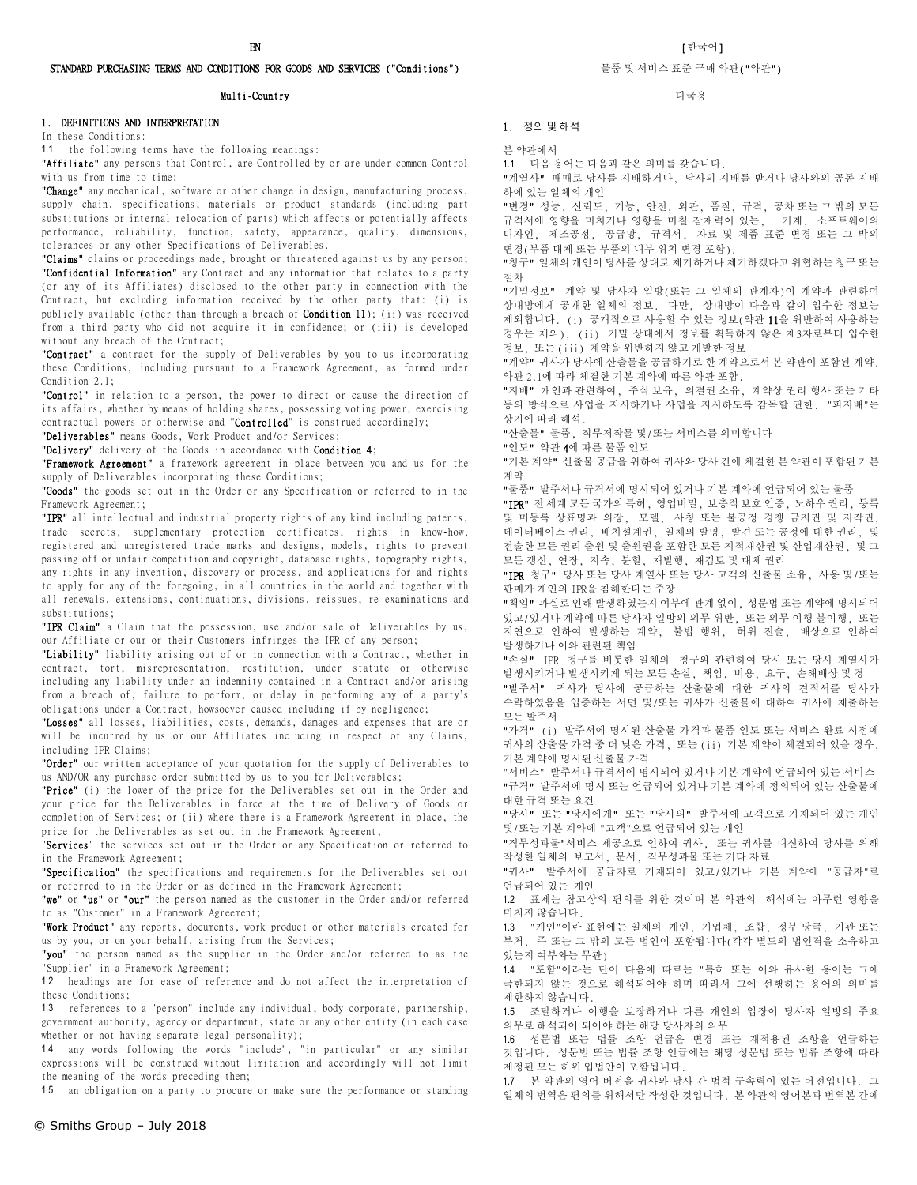EN

# STANDARD PURCHASING TERMS AND CONDITIONS FOR GOODS AND SERVICES ("Conditions")

Multi-Country

## 1. DEFINITIONS AND INTERPRETATION

In these Conditions:

1.1 the following terms have the following meanings:

**"Affiliate"** any persons that Control, are Controlled by or are under common Control with us from time to time;

**"Change"** any mechanical, software or other change in design, manufacturing process, supply chain, specifications, materials or product standards (including part substitutions or internal relocation of parts) which affects or potentially affects performance, reliability, function, safety, appearance, quality, dimensions, tolerances or any other Specifications of Deliverables.

**"Claims"** claims or proceedings made, brought or threatened against us by any person;

**"Confidential Information"** any Contract and any information that relates to a party (or any of its Affiliates) disclosed to the other party in connection with the Contract, but excluding information received by the other party that: (i) is publicly available (other than through a breach of **Condition 11**); (ii) was received from a third party who did not acquire it in confidence; or (iii) is developed without any breach of the Contract;

**"Contract"** a contract for the supply of Deliverables by you to us incorporating these Conditions, including pursuant to a Framework Agreement, as formed under Condition 2.1;

**"Control"** in relation to a person, the power to direct or cause the direction of its affairs, whether by means of holding shares, possessing voting power, exercising contractual powers or otherwise and "**Controlled**" is construed accordingly;

**"Deliverables"** means Goods, Work Product and/or Services;

**"Delivery"** delivery of the Goods in accordance with **Condition 4**;

**"Framework Agreement"** a framework agreement in place between you and us for the supply of Deliverables incorporating these Conditions;

**"Goods"** the goods set out in the Order or any Specification or referred to in the Framework Agreement;

**"IPR"** all intellectual and industrial property rights of any kind including patents, trade secrets, supplementary protection certificates, rights in know-how, registered and unregistered trade marks and designs, models, rights to prevent passing off or unfair competition and copyright, database rights, topography rights, any rights in any invention, discovery or process, and applications for and rights to apply for any of the foregoing, in all countries in the world and together with all renewals, extensions, continuations, divisions, reissues, re-examinations and substitutions;

**"IPR Claim"** a Claim that the possession, use and/or sale of Deliverables by us, our Affiliate or our or their Customers infringes the IPR of any person;

**"Liability"** liability arising out of or in connection with a Contract, whether in contract, tort, misrepresentation, restitution, under statute or otherwise including any liability under an indemnity contained in a Contract and/or arising from a breach of, failure to perform, or delay in performing any of a party's obligations under a Contract, howsoever caused including if by negligence;

**"Losses"** all losses, liabilities, costs, demands, damages and expenses that are or will be incurred by us or our Affiliates including in respect of any Claims, including IPR Claims;

**"Order"** our written acceptance of your quotation for the supply of Deliverables to us AND/OR any purchase order submitted by us to you for Deliverables;

**"Price"** (i) the lower of the price for the Deliverables set out in the Order and your price for the Deliverables in force at the time of Delivery of Goods or completion of Services; or (ii) where there is a Framework Agreement in place, the price for the Deliverables as set out in the Framework Agreement;

**"Services"** the services set out in the Order or any Specification or referred to in the Framework Agreement;

**"Specification"** the specifications and requirements for the Deliverables set out or referred to in the Order or as defined in the Framework Agreement;

**"we"** or **"us"** or **"our"** the person named as the customer in the Order and/or referred to as "Customer" in a Framework Agreement;

**"Work Product"** any reports, documents, work product or other materials created for us by you, or on your behalf, arising from the Services;

**"you"** the person named as the supplier in the Order and/or referred to as the "Supplier" in a Framework Agreement;

1.2 headings are for ease of reference and do not affect the interpretation of these Conditions;

1.3 references to a "person" include any individual, body corporate, partnership, government authority, agency or department, state or any other entity (in each case whether or not having separate legal personality);

1.4 any words following the words "include", "in particular" or any similar expressions will be construed without limitation and accordingly will not limit the meaning of the words preceding them;

1.5 an obligation on a party to procure or make sure the performance or standing

[한국어]

# 물품 및 서비스 표준 구매 약관("약관")

다국용

## 1. 정의 및 해석

본 약관에서

1.1 다음 용어는 다음과 같은 의미를 갖습니다.

**"계열사"** 때때로 당사를 지배하거나, 당사의 지배를 받거나 당사와의 공동 지배 하에 있는 일체의 개인

**"변경"** 성능, 신뢰도, 기능, 안전, 외관, 품질, 규격, 공차 또는 그 밖의 모든 규격서에 영향을 미치거나 영향을 미칠 잠재력이 있는, 기계, 소프트웨어의 디자인, 제조공정, 공급망, 규격서, 자료 및 제품 표준 변경 또는 그 밖의 변경(부품 대체 또는 부품의 내부 위치 변경 포함).

**"청구"** 일체의 개인이 당사를 상대로 제기하거나 제기하겠다고 위협하는 청구 또는 절차

**"기밀정보"** 계약 및 당사자 일방(또는 그 일체의 관계자)이 계약과 관련하여 상대방에게 공개한 일체의 정보. 다만, 상대방이 다음과 같이 입수한 정보는 제외합니다. (i) 공개적으로 사용할 수 있는 정보(약관 **11**을 위반하여 사용하는 경우는 제외), (ii) 기밀 상태에서 정보를 획득하지 않은 제3자로부터 입수한 정보, 또는 (iii) 계약을 위반하지 않고 개발한 정보

**"계약"** 귀사가 당사에 산출물을 공급하기로 한 계약으로서 본 약관이 포함된 계약. 약관 2.1에 따라 체결한 기본 계약에 따른 약관 포함.

**"지배"** 개인과 관련하여, 주식 보유, 의결권 소유, 계약상 권리 행사 또는 기타 등의 방식으로 사업을 지시하거나 사업을 지시하도록 감독할 권한. "피지배"는 상기에 따라 해석.

**"산출물"** 물품, 직무저작물 및/또는 서비스를 의미합니다

**"인도"** 약관 **4**에 따른 물품 인도

**"기본 계약"** 산출물 공급을 위하여 귀사와 당사 간에 체결한 본 약관이 포함된 기본 계약

**"물품"** 발주서나 규격서에 명시되어 있거나 기본 계약에 언급되어 있는 물품

**"IPR"** 전 세계 모든 국가의 특허, 영업비밀, 보충적 보호 인증, 노하우 권리, 등록 및 미등록 상표명과 의장, 모델, 사칭 또는 불공정 경쟁 금지권 및 저작권, 데이터베이스 권리, 배치설계권, 일체의 발명, 발견 또는 공정에 대한 권리, 및 전술한 모든 권리 출원 및 출원권을 포함한 모든 지적재산권 및 산업재산권, 및 그 모든 갱신, 연장, 지속, 분할, 재발행, 재검토 및 대체 권리

**"IPR 청구"** 당사 또는 당사 계열사 또는 당사 고객의 산출물 소유, 사용 및/또는 판매가 개인의 IPR을 침해한다는 주장

**"책임"** 과실로 인해 발생하였는지 여부에 관계 없이, 성문법 또는 계약에 명시되어 있고/있거나 계약에 따른 당사자 일방의 의무 위반, 또는 의무 이행 불이행, 또는 지연으로 인하여 발생하는 계약, 불법 행위, 허위 진술, 배상으로 인하여 발생하거나 이와 관련된 책임

**"손실"** IPR 청구를 비롯한 일체의 청구와 관련하여 당사 또는 당사 계열사가 발생시키거나 발생시키게 되는 모든 손실, 책임, 비용, 요구, 손해배상 및 경

**"발주서"** 귀사가 당사에 공급하는 산출물에 대한 귀사의 견적서를 당사가 수락하였음을 입증하는 서면 및/또는 귀사가 산출물에 대하여 귀사에 제출하는 모든 발주서

**"가격"** (i) 발주서에 명시된 산출물 가격과 물품 인도 또는 서비스 완료 시점에 귀사의 산출물 가격 중 더 낮은 가격, 또는 (ii) 기본 계약이 체결되어 있을 경우, 기본 계약에 명시된 산출물 가격

**"서비스"** 발주서나 규격서에 명시되어 있거나 기본 계약에 언급되어 있는 서비스

**"규격"** 발주서에 명시 또는 언급되어 있거나 기본 계약에 정의되어 있는 산출물에 대한 규격 또는 요건

**"당사"** 또는 **"당사에게"** 또는 **"당사의"** 발주서에 고객으로 기재되어 있는 개인 및/또는 기본 계약에 "고객"으로 언급되어 있는 개인

**"직무성과물"**서비스 제공으로 인하여 귀사, 또는 귀사를 대신하여 당사를 위해 작성한 일체의 보고서, 문서, 직무성과물 또는 기타 자료

**"귀사"** 발주서에 공급자로 기재되어 있고/있거나 기본 계약에 "공급자"로 언급되어 있는 개인

1.2 표제는 참고상의 편의를 위한 것이며 본 약관의 해석에는 아무런 영향을 미치지 않습니다.

1.3 "개인"이란 표현에는 일체의 개인, 기업체, 조합, 정부 당국, 기관 또는 부처, 주 또는 그 밖의 모든 법인이 포함됩니다(각각 별도의 법인격을 소유하고 있는지 여부와는 무관)

1.4 "포함"이라는 단어 다음에 따르는 "특히 또는 이와 유사한 용어는 그에 국한되지 않는 것으로 해석되어야 하며 따라서 그에 선행하는 용어의 의미를 제한하지 않습니다.

1.5 조달하거나 이행을 보장하거나 다른 개인의 입장이 당사자 일방의 주요 의무로 해석되어 되어야 하는 해당 당사자의 의무

1.6 성문법 또는 법률 조항 언급은 변경 또는 재적용된 조항을 언급하는 것입니다. 성문법 또는 법률 조항 언급에는 해당 성문법 또는 법류 조항에 따라 제정된 모든 하위 입법안이 포함됩니다.

1.7 본 약관의 영어 버전을 귀사와 당사 간 법적 구속력이 있는 버전입니다. 그 일체의 번역은 편의를 위해서만 작성한 것입니다. 본 약관의 영어본과 번역본 간에

© Smiths Group – July 2018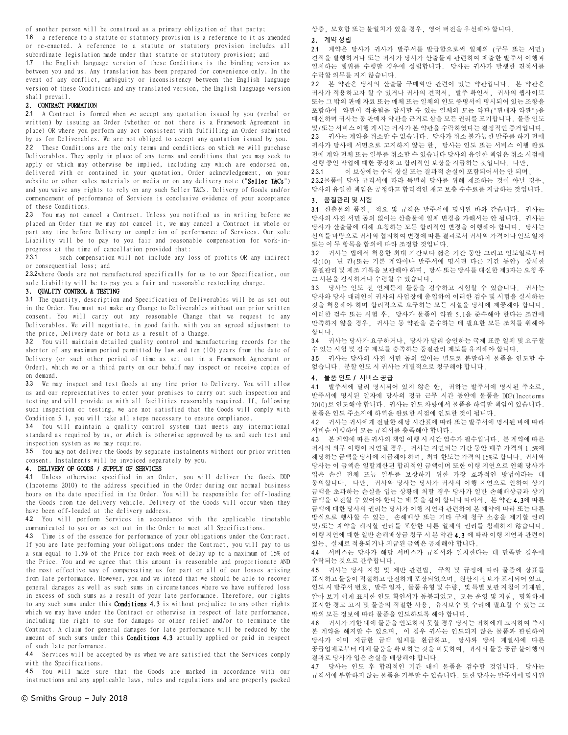of another person will be construed as a primary obligation of that party;

1.6 a reference to a statute or statutory provision is a reference to it as amended or re-enacted. A reference to a statute or statutory provision includes all subordinate legislation made under that statute or statutory provision; and

1.7 the English language version of these Conditions is the binding version as between you and us. Any translation has been prepared for convenience only. In the event of any conflict, ambiguity or inconsistency between the English language version of these Conditions and any translated version, the English language version shall prevail.

## 2. CONTRACT FORMATION

2.1 A Contract is formed when we accept any quotation issued by you (verbal or written) by issuing an Order (whether or not there is a Framework Agreement in place) OR where you perform any act consistent with fulfilling an Order submitted by us for Deliverables. We are not obliged to accept any quotation issued by you.

2.2 These Conditions are the only terms and conditions on which we will purchase Deliverables. They apply in place of any terms and conditions that you may seek to apply or which may otherwise be implied, including any which are endorsed on, delivered with or contained in your quotation, Order acknowledgement, on your website or other sales materials or media or on any delivery note ("**Seller T&Cs**") and you waive any rights to rely on any such Seller T&Cs. Delivery of Goods and/or commencement of performance of Services is conclusive evidence of your acceptance of these Conditions.

2.3 You may not cancel a Contract. Unless you notified us in writing before we placed an Order that we may not cancel it, we may cancel a Contract in whole or part any time before Delivery or completion of performance of Services. Our sole Liability will be to pay to you fair and reasonable compensation for work-in-progress at the time of cancellation provided that:

2.3.1 such compensation will not include any loss of profits OR any indirect or consequential loss; and

2.3.2 where Goods are not manufactured specifically for us to our Specification, our sole Liability will be to pay you a fair and reasonable restocking charge.

## 3. QUALITY CONTROL & TESTING

3.1 The quantity, description and Specification of Deliverables will be as set out in the Order. You must not make any Change to Deliverables without our prior written consent. You will carry out any reasonable Change that we request to any Deliverables. We will negotiate, in good faith, with you an agreed adjustment to the price, Delivery date or both as a result of a Change.

3.2 You will maintain detailed quality control and manufacturing records for the shorter of any maximum period permitted by law and ten (10) years from the date of Delivery (or such other period of time as set out in a Framework Agreement or Order), which we or a third party on our behalf may inspect or receive copies of on demand.

3.3 We may inspect and test Goods at any time prior to Delivery. You will allow us and our representatives to enter your premises to carry out such inspection and testing and will provide us with all facilities reasonably required. If, following such inspection or testing, we are not satisfied that the Goods will comply with Condition 5.1, you will take all steps necessary to ensure compliance.

3.4 You will maintain a quality control system that meets any international standard as required by us, or which is otherwise approved by us and such test and inspection system as we may require.

3.5 You may not deliver the Goods by separate instalments without our prior written consent. Instalments will be invoiced separately by you.

## 4. DELIVERY OF GOODS / SUPPLY OF SERVICES

4.1 Unless otherwise specified in an Order, you will deliver the Goods DDP (Incoterms 2010) to the address specified in the Order during our normal business hours on the date specified in the Order. You will be responsible for off-loading the Goods from the delivery vehicle. Delivery of the Goods will occur when they have been off-loaded at the delivery address.

4.2 You will perform Services in accordance with the applicable timetable communicated to you or as set out in the Order to meet all Specifications.

4.3 Time is of the essence for performance of your obligations under the Contract. If you are late performing your obligations under the Contract, you will pay to us a sum equal to 1.5% of the Price for each week of delay up to a maximum of 15% of the Price. You and we agree that this amount is reasonable and proportionate AND the most effective way of compensating us for part or all of our losses arising from late performance. However, you and we intend that we should be able to recover general damages as well as such sums in circumstances where we have suffered loss in excess of such sums as a result of your late performance. Therefore, our rights to any such sums under this **Conditions 4.3** is without prejudice to any other rights which we may have under the Contract or otherwise in respect of late performance, including the right to sue for damages or other relief and/or to terminate the Contract. A claim for general damages for late performance will be reduced by the amount of such sums under this **Conditions 4.3** actually applied or paid in respect of such late performance.

4.4 Services will be accepted by us when we are satisfied that the Services comply with the Specifications.

4.5 You will make sure that the Goods are marked in accordance with our instructions and any applicable laws, rules and regulations and are properly packed

상충, 모호함 또는 불일치가 있을 경우, 영어 버전을 우선해야 합니다.

## 2. 계약 성립

2.1 계약은 당사가 귀사가 발주서를 발급함으로써 일체의 (구두 또는 서면) 견적을 발행하거나 또는 귀사가 당사가 산출물과 관련하여 제출한 발주서 이행과 일치하는 행위를 수행할 경우에 성립합니다. 당사는 귀사가 발행한 견적서를 수락할 의무를 지지 않습니다.

2.2 본 약관은 당사의 산출물 구매와만 관련이 있는 약관입니다. 본 약관은 귀사가 적용하고자 할 수 있거나 귀사의 견적서, 발주 확인서, 귀사의 웹사이트 또는 그 밖의 판매 자료 또는 매체 또는 일체의 인도 증명서에 명시되어 있는 조항을 포함하여 약관이 적용됨을 암시할 수 있는 일체의 모든 약관("판매자 약관")을 대신하며 귀사는 동 판매자 약관을 근거로 삼을 모든 권리를 포기합니다. 물품 인도 및/또는 서비스 이행 개시는 귀사가 본 약관을 수락하였다는 결정적인 증거입니다.

2.3 귀사는 계약을 취소할 수 없습니다. 당사가 취소 불가능한 발주를 하기 전에 귀사가 당사에 서면으로 고지하지 않는 한, 당사는 인도 또는 서비스 이행 완료 전에 계약 전체 또는 일부를 취소할 수 있습니다 당사의 유일한 책임은 취소 시점에 진행 중인 작업에 대한 공정하고 합리적인 보상을 지급하는 것입니다. 다만,

2.3.1 이 보상에는 수익 상실 또는 결과적 손실이 포함되어서는 안 되며,

2.3.2 물품이 당사 규격서에 따라 특별히 당사를 위해 제조하는 것이 아닐 경우, 당사의 유일한 책임은 공정하고 합리적인 재고 보충 수수료를 지급하는 것입니다.

## 3. 품질관리 및 시험

3.1 산출물의 품질, 적요 및 규격은 발주서에 명시된 바와 같습니다. 귀사는 당사의 사전 서면 동의 없이는 산출물에 일체 변경을 가해서는 안 됩니다. 귀사는 당사가 산출물에 대해 요청하는 모든 합리적인 변경을 이행해야 합니다. 당사는 신의를 바탕으로 귀사와 협의하여 변경에 따른 결과로서 귀사와 가격이나 인도 일자 또는 이 두 항목을 합의에 따라 조정할 것입니다.

3.2 귀사는 법에서 허용한 최대 기간보다 짧은 기간 동안 그리고 인도일로부터 십(10) 년 간(또는 기본 계약이나 발주서에 명시된 다른 기간 동안) 상세한 품질관리 및 제조 기록을 보관해야 하며, 당사 또는 당사를 대신한 제3자는 요청 후 그 사본을 검사하거나 수령할 수 있습니다.

3.3 당사는 인도 전 언제든지 물품을 검수하고 시험할 수 있습니다. 귀사는 당사와 당사 대리인이 귀사의 사업장에 출입하여 이러한 검수 및 시험을 실시하는 것을 허용해야 하며 당사가 합리적으로 요구하는 모든 시설을 당사에 제공해야 합니다. 이러한 검수 또는 시험 후, 당사가 물품이 약관 5.1을 준수해야 한다는 조건에 만족하지 않을 경우, 귀사는 동 약관을 준수하는 데 필요한 모든 조치를 취해야 합니다.

3.4 귀사는 당사가 요구하거나, 당사가 달리 승인하는 국제 표준 일체 및 요구할 수 있는 시험 및 검수 제도를 충족하는 품질관리 제도를 유지해야 합니다.

3.5 귀사는 당사의 사전 서면 동의 없이는 별도로 분할하여 물품을 인도할 수 없습니다. 분할 인도 시 귀사는 개별적으로 청구해야 합니다.

## 4. 물품 인도 / 서비스 공급

4.1 발주서에 달리 명시되어 있지 않은 한, 귀하는 발주서에 명시된 주소로, 발주서에 명시된 일자에 당사의 정규 근무 시간 동안에 물품을 DDP(Incoterms 2010)로 인도해야 합니다. 귀사는 인도 차량에서 물품을 하역할 책임이 있습니다. 물품은 인도 주소지에 하역을 완료한 시점에 인도한 것이 됩니다.

4.2 귀사는 귀사에게 전달한 해당 시간표에 따라 또는 발주서에 명시된 바에 따라 서비스를 이행하여 모든 규격서를 충족해야 합니다.

4.3 본 계약에 따른 귀사의 책임 이행 시 시간 엄수가 필수입니다. 본 계약에 따른 귀사의 의무 이행이 지연될 경우, 귀사는 지연되는 기간 동안 매주 가격의 1.5%에 해당하는 금액을 당사에 지급해야 하며, 최대 한도는 가격의 15%로 합니다. 귀사와 당사는 이 금액은 일할계산된 합리적인 금액이며 또한 이행 지연으로 인해 당사가 입은 손실 전체 또는 일부를 보상하기 위한 가장 효과적인 방법이라는 데 동의합니다. 다만, 귀사와 당사는 당사가 귀사의 이행 지연으로 인하여 상기 금액을 초과하는 손실을 입는 상황에 처할 경우 당사가 일반 손해배상금과 상기 금액을 보전할 수 있어야 한다는 데 뜻을 같이 합니다 따라서, 본 약관 **4.3**에 따른 금액에 대한 당사의 권리는 당사가 이행 지연과 관련하여 본 계약에 따라 또는 다른 방식으로 행사할 수 있는, 손해배상 또는 기타 구제 청구 소송을 제기할 권리 및/또는 계약을 해지할 권리를 포함한 다른 일체의 권리를 침해하지 않습니다. 이행 지연에 대한 일반 손해배상금 청구 시 본 약관 **4.3** 에 따라 이행 지연과 관련이 있는, 실제로 적용되거나 지급된 금액은 공제해야 합니다.

4.4 서비스는 당사가 해당 서비스가 규격서와 일치한다는 데 만족할 경우에 수락되는 것으로 간주합니다.

4.5 귀사는 당사 지침 및 제반 관련법, 규칙 및 규정에 따라 물품에 상표를 표시하고 물품이 적절하고 안전하게 포장되었으며, 원산지 정보가 표시되어 있고, 인도 시 발주서 번호, 발주 일자, 물품 유형 및 수량, 및 특별 보관 지침이 기재된, 알아 보기 쉽게 표시한 인도 확인서가 동봉되었고, 모든 운영 및 지침, 명확하게 표시한 경고 고지 및 물품의 적절한 사용, 유지보수 및 수리에 필요할 수 있는 그 밖의 모든 정보에 따라 물품을 인도하도록 해야 합니다.

4.6 귀사가 기한 내에 물품을 인도하지 못할 경우 당사는 귀하에게 고지하여 즉시 본 계약을 해지할 수 있으며, 이 경우 귀사는 인도되지 않은 물품과 관련하여 당사가 이미 지급한 금액 일체를 환급하고, 당사와 당사 계열사에 다른 공급업체로부터 대체 물품을 확보하는 것을 비롯하여, 귀사의 물품 공급 불이행의 결과로 당사가 입은 손실을 배상해야 합니다.

4.7 당사는 인도 후 합리적인 기간 내에 물품을 검수할 것입니다. 당사는 규격서에 부합하지 않는 물품을 거부할 수 있습니다. 또한 당사는 발주서에 명시된

© Smiths Group – July 2018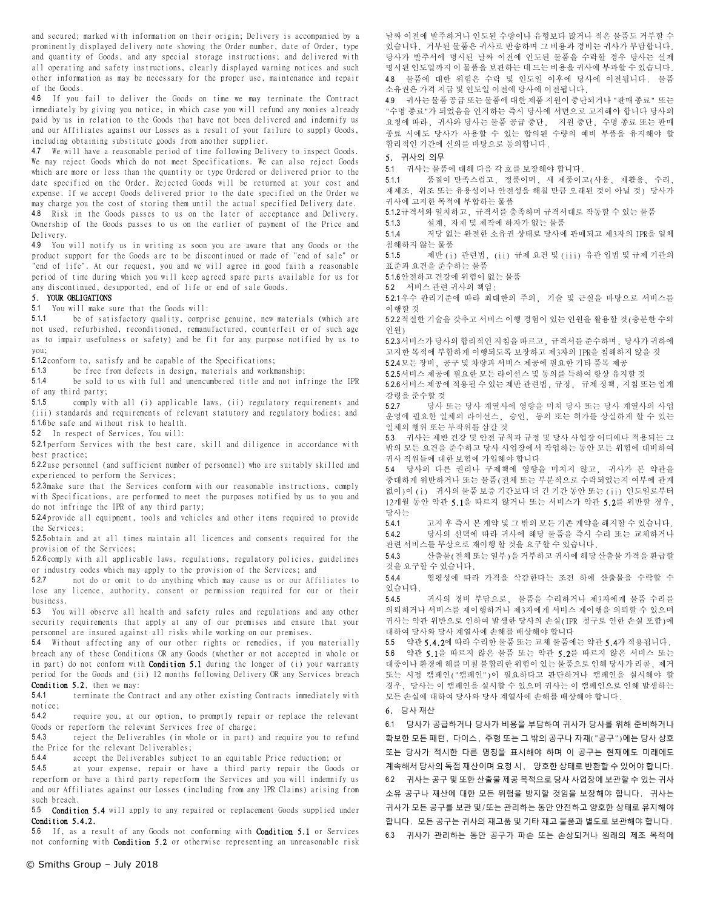and secured; marked with information on their origin; Delivery is accompanied by a prominently displayed delivery note showing the Order number, date of Order, type and quantity of Goods, and any special storage instructions; and delivered with all operating and safety instructions, clearly displayed warning notices and such other information as may be necessary for the proper use, maintenance and repair of the Goods.

4.6 If you fail to deliver the Goods on time we may terminate the Contract immediately by giving you notice, in which case you will refund any monies already paid by us in relation to the Goods that have not been delivered and indemnify us and our Affiliates against our Losses as a result of your failure to supply Goods, including obtaining substitute goods from another supplier.

4.7 We will have a reasonable period of time following Delivery to inspect Goods. We may reject Goods which do not meet Specifications. We can also reject Goods which are more or less than the quantity or type Ordered or delivered prior to the date specified on the Order. Rejected Goods will be returned at your cost and expense. If we accept Goods delivered prior to the date specified on the Order we may charge you the cost of storing them until the actual specified Delivery date.

4.8 Risk in the Goods passes to us on the later of acceptance and Delivery. Ownership of the Goods passes to us on the earlier of payment of the Price and Delivery.

4.9 You will notify us in writing as soon you are aware that any Goods or the product support for the Goods are to be discontinued or made of "end of sale" or "end of life". At our request, you and we will agree in good faith a reasonable period of time during which you will keep agreed spare parts available for us for any discontinued, desupported, end of life or end of sale Goods.

**5. YOUR OBLIGATIONS**

5.1 You will make sure that the Goods will:

5.1.1 be of satisfactory quality, comprise genuine, new materials (which are not used, refurbished, reconditioned, remanufactured, counterfeit or of such age as to impair usefulness or safety) and be fit for any purpose notified by us to you;

5.1.2 conform to, satisfy and be capable of the Specifications;

5.1.3 be free from defects in design, materials and workmanship;

5.1.4 be sold to us with full and unencumbered title and not infringe the IPR of any third party;

5.1.5 comply with all (i) applicable laws, (ii) regulatory requirements and (iii) standards and requirements of relevant statutory and regulatory bodies; and

5.1.6 be safe and without risk to health.

5.2 In respect of Services, You will:

5.2.1 perform Services with the best care, skill and diligence in accordance with best practice;

5.2.2 use personnel (and sufficient number of personnel) who are suitably skilled and experienced to perform the Services;

5.2.3 make sure that the Services conform with our reasonable instructions, comply with Specifications, are performed to meet the purposes notified by us to you and do not infringe the IPR of any third party;

5.2.4 provide all equipment, tools and vehicles and other items required to provide the Services;

5.2.5 obtain and at all times maintain all licences and consents required for the provision of the Services;

5.2.6 comply with all applicable laws, regulations, regulatory policies, guidelines or industry codes which may apply to the provision of the Services; and

5.2.7 not do or omit to do anything which may cause us or our Affiliates to lose any licence, authority, consent or permission required for our or their business.

5.3 You will observe all health and safety rules and regulations and any other security requirements that apply at any of our premises and ensure that your personnel are insured against all risks while working on our premises.

5.4 Without affecting any of our other rights or remedies, if you materially breach any of these Conditions OR any Goods (whether or not accepted in whole or in part) do not conform with **Condition 5.1** during the longer of (i) your warranty period for the Goods and (ii) 12 months following Delivery OR any Services breach **Condition 5.2**, then we may:

5.4.1 terminate the Contract and any other existing Contracts immediately with notice;

5.4.2 require you, at our option, to promptly repair or replace the relevant Goods or reperform the relevant Services free of charge;

5.4.3 reject the Deliverables (in whole or in part) and require you to refund the Price for the relevant Deliverables;

5.4.4 accept the Deliverables subject to an equitable Price reduction; or

5.4.5 at your expense, repair or have a third party repair the Goods or reperform or have a third party reperform the Services and you will indemnify us and our Affiliates against our Losses (including from any IPR Claims) arising from such breach.

5.5 **Condition 5.4** will apply to any repaired or replacement Goods supplied under **Condition 5.4.2**.

5.6 If, as a result of any Goods not conforming with **Condition 5.1** or Services not conforming with **Condition 5.2** or otherwise representing an unreasonable risk

날짜 이전에 발주하거나 인도된 수량이나 유형보다 많거나 적은 물품도 거부할 수 있습니다. 거부된 물품은 귀사로 반송하며 그 비용과 경비는 귀사가 부담합니다. 당사가 발주서에 명시된 날짜 이전에 인도된 물품을 수락할 경우 당사는 실제 명시된 인도일까지 이 물품을 보관하는 데 드는 비용을 귀사에 부과할 수 있습니다.

4.8 물품에 대한 위험은 수락 및 인도일 이후에 당사에 이전됩니다. 물품 소유권은 가격 지급 및 인도일 이전에 당사에 이전됩니다.

4.9 귀사는 물품공급 또는 물품에 대한 제품 지원이 중단되거나 "판매 종료" 또는 "수명 종료"가 되었음을 인지하는 즉시 당사에 서면으로 고지해야 합니다 당사의 요청에 따라, 귀사와 당사는 물품 공급 중단, 지원 중단, 수명 종료 또는 판매 종료 시에도 당사가 사용할 수 있는 합의된 수량의 예비 부품을 유지해야 할 합리적인 기간에 신의를 바탕으로 동의합니다.

**5. 귀사의 의무**

5.1 귀사는 물품에 대해 다음 각 호를 보장해야 합니다.

5.1.1 품질이 만족스럽고, 정품이며, 새 제품이고(사용, 재활용, 수리, 재제조, 위조 또는 유용성이나 안전성을 해칠 만큼 오래된 것이 아닐 것) 당사가 귀사에 고지한 목적에 부합하는 물품

5.1.2 규격서와 일치하고, 규격서를 충족하며 규격서대로 작동할 수 있는 물품

5.1.3 설계, 자재 및 제작에 하자가 없는 물품

5.1.4 저당 없는 완전한 소유권 상태로 당사에 판매되고 제3자의 IPR을 일체 침해하지 않는 물품

5.1.5 제반 (i) 관련법, (ii) 규제 요건 및 (iii) 유관 입법 및 규제 기관의 표준과 요건을 준수하는 물품

5.1.6 안전하고 건강에 위험이 없는 물품

5.2 서비스 관련 귀사의 책임:

5.2.1 우수 관리기준에 따라 최대한의 주의, 기술 및 근실을 바탕으로 서비스를 이행할 것

5.2.2 적절한 기술을 갖추고 서비스 이행 경험이 있는 인원을 활용할 것(충분한 수의 인원)

5.2.3 서비스가 당사의 합리적인 지침을 따르고, 규격서를 준수하며, 당사가 귀하에 고지한 목적에 부합하게 이행되도록 보장하고 제3자의 IPR을 침해하지 않을 것

5.2.4 모든 장비, 공구 및 차량과 서비스 제공에 필요한 기타 품목 제공

5.2.5 서비스 제공에 필요한 모든 라이선스 및 동의를 득하여 항상 유지할 것

5.2.6 서비스 제공에 적용될 수 있는 제반 관련법, 규정, 규제 정책, 지침 또는 업계 강령을 준수할 것

5.2.7 당사 또는 당사 계열사에 영향을 미쳐 당사 또는 당사 계열사의 사업 운영에 필요한 일체의 라이선스, 승인, 동의 또는 허가를 상실하게 할 수 있는 일체의 행위 또는 부작위를 삼갈 것

5.3 귀사는 제반 건강 및 안전 규칙과 규정 및 당사 사업장 어디에나 적용되는 그 밖의 모든 요건을 준수하고 당사 사업장에서 작업하는 동안 모든 위험에 대비하여 귀사 직원들에 대한 보험에 가입해야 합니다

5.4 당사의 다른 권리나 구제책에 영향을 미치지 않고, 귀사가 본 약관을 중대하게 위반하거나 또는 물품(전체 또는 부분적으로 수락되었는지 여부에 관계 없이)이 (i) 귀사의 물품 보증 기간보다 더 긴 기간 동안 또는 (ii) 인도일로부터 12개월 동안 약관 **5.1**을 따르지 않거나 또는 서비스가 약관 **5.2**를 위반할 경우, 당사는

5.4.1 고지 후 즉시 본 계약 및 그 밖의 모든 기존 계약을 해지할 수 있습니다.

5.4.2 당사의 선택에 따라 귀사에 해당 물품을 즉시 수리 또는 교체하거나 관련 서비스를 무상으로 재이행 할 것을 요구할 수 있습니다.

5.4.3 산출물(전체 또는 일부)을 거부하고 귀사에 해당 산출물 가격을 환급할 것을 요구할 수 있습니다.

5.4.4 형평성에 따라 가격을 삭감한다는 조건 하에 산출물을 수락할 수 있습니다.

5.4.5 귀사의 경비 부담으로, 물품을 수리하거나 제3자에게 물품 수리를 의뢰하거나 서비스를 재이행하거나 제3자에게 서비스 재이행을 의뢰할 수 있으며 귀사는 약관 위반으로 인하여 발생한 당사의 손실(IPR 청구로 인한 손실 포함)에 대하여 당사와 당사 계열사에 손해를 배상해야 합니다

5.5 약관 **5.4.2**에 따라 수리한 물품 또는 교체 물품에는 약관 **5.4**가 적용됩니다.

5.6 약관 **5.1**을 따르지 않은 물품 또는 약관 **5.2**를 따르지 않은 서비스 또는 대중이나 환경에 해를 미칠 불합리한 위험이 있는 물품으로 인해 당사가 리콜, 제거 또는 시정 캠페인("캠페인")이 필요하다고 판단하거나 캠페인을 실시해야 할 경우, 당사는 이 캠페인을 실시할 수 있으며 귀사는 이 캠페인으로 인해 발생하는 모든 손실에 대하여 당사와 당사 계열사에 손해를 배상해야 합니다.

**6. 당사 재산**

6.1 당사가 공급하거나 당사가 비용을 부담하여 귀사가 당사를 위해 준비하거나 확보한 모든 패턴, 다이스, 주형 또는 그 밖의 공구나 자재("공구")에는 당사 상호 또는 당사가 적시한 다른 명칭을 표시해야 하며 이 공구는 현재에도 미래에도 계속해서 당사의 독점 재산이며 요청 시, 양호한 상태로 반환할 수 있어야 합니다.

6.2 귀사는 공구 및 또한 산출물 제공 목적으로 당사 사업장에 보관할 수 있는 귀사 소유 공구나 재산에 대한 모든 위험을 방지할 것임을 보장해야 합니다. 귀사는 귀사가 모든 공구를 보관 및/또는 관리하는 동안 안전하고 양호한 상태로 유지해야 합니다. 모든 공구는 귀사의 재고품 및 기타 재고 물품과 별도로 보관해야 합니다.

6.3 귀사가 관리하는 동안 공구가 파손 또는 손상되거나 원래의 제조 목적에

© Smiths Group – July 2018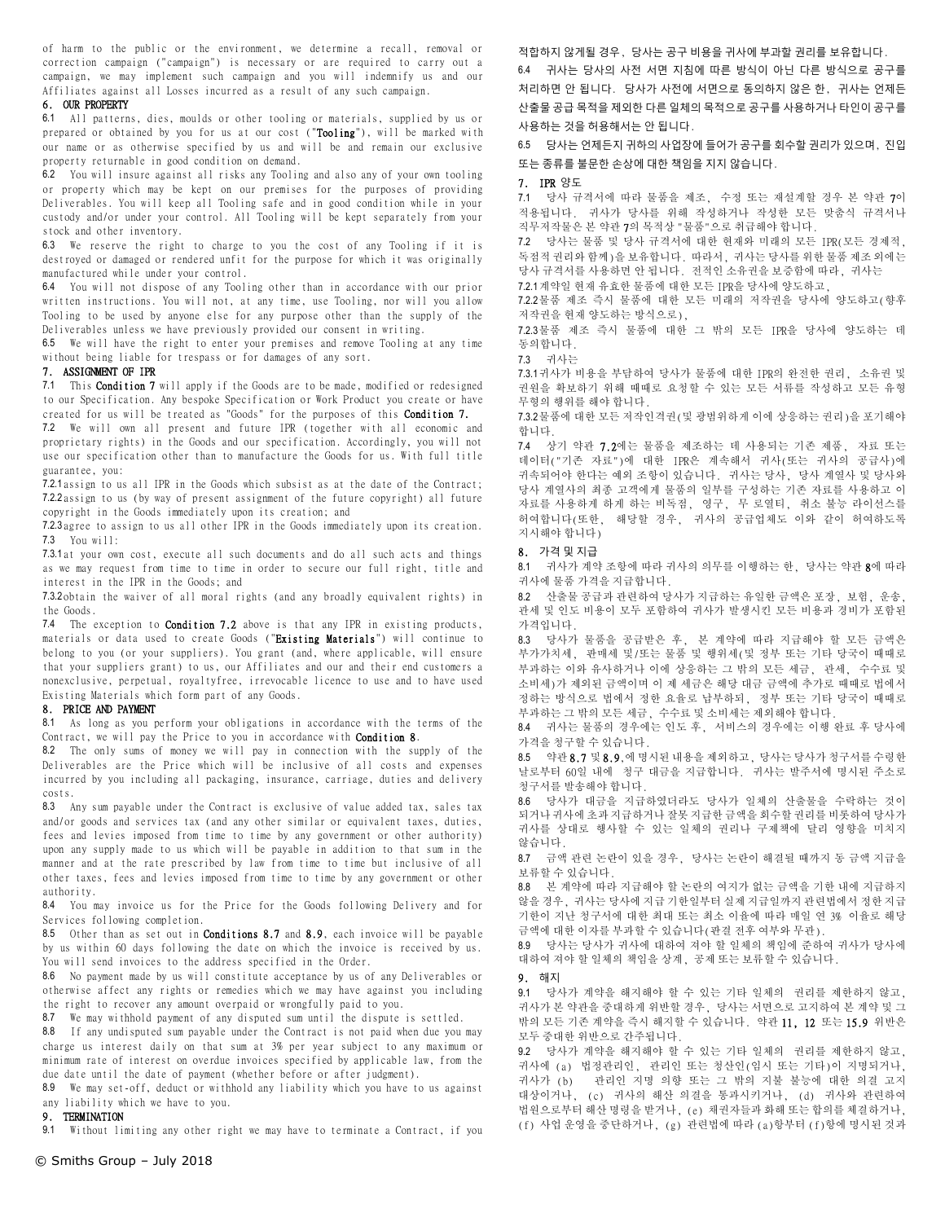of harm to the public or the environment, we determine a recall, removal or correction campaign ("campaign") is necessary or are required to carry out a campaign, we may implement such campaign and you will indemnify us and our Affiliates against all Losses incurred as a result of any such campaign.

## 6. OUR PROPERTY

6.1 All patterns, dies, moulds or other tooling or materials, supplied by us or prepared or obtained by you for us at our cost ("**Tooling**"), will be marked with our name or as otherwise specified by us and will be and remain our exclusive property returnable in good condition on demand.

6.2 You will insure against all risks any Tooling and also any of your own tooling or property which may be kept on our premises for the purposes of providing Deliverables. You will keep all Tooling safe and in good condition while in your custody and/or under your control. All Tooling will be kept separately from your stock and other inventory.

6.3 We reserve the right to charge to you the cost of any Tooling if it is destroyed or damaged or rendered unfit for the purpose for which it was originally manufactured while under your control.

6.4 You will not dispose of any Tooling other than in accordance with our prior written instructions. You will not, at any time, use Tooling, nor will you allow Tooling to be used by anyone else for any purpose other than the supply of the Deliverables unless we have previously provided our consent in writing.

6.5 We will have the right to enter your premises and remove Tooling at any time without being liable for trespass or for damages of any sort.

## 7. ASSIGNMENT OF IPR

7.1 This **Condition 7** will apply if the Goods are to be made, modified or redesigned to our Specification. Any bespoke Specification or Work Product you create or have created for us will be treated as "Goods" for the purposes of this **Condition 7.**

7.2 We will own all present and future IPR (together with all economic and proprietary rights) in the Goods and our specification. Accordingly, you will not use our specification other than to manufacture the Goods for us. With full title guarantee, you:

7.2.1 assign to us all IPR in the Goods which subsist as at the date of the Contract;

7.2.2 assign to us (by way of present assignment of the future copyright) all future copyright in the Goods immediately upon its creation; and

7.2.3 agree to assign to us all other IPR in the Goods immediately upon its creation.

7.3 You will:

7.3.1 at your own cost, execute all such documents and do all such acts and things as we may request from time to time in order to secure our full right, title and interest in the IPR in the Goods; and

7.3.2 obtain the waiver of all moral rights (and any broadly equivalent rights) in the Goods.

7.4 The exception to **Condition 7.2** above is that any IPR in existing products, materials or data used to create Goods ("**Existing Materials**") will continue to belong to you (or your suppliers). You grant (and, where applicable, will ensure that your suppliers grant) to us, our Affiliates and our and their end customers a nonexclusive, perpetual, royaltyfree, irrevocable licence to use and to have used Existing Materials which form part of any Goods.

## 8. PRICE AND PAYMENT

8.1 As long as you perform your obligations in accordance with the terms of the Contract, we will pay the Price to you in accordance with **Condition 8**.

8.2 The only sums of money we will pay in connection with the supply of the Deliverables are the Price which will be inclusive of all costs and expenses incurred by you including all packaging, insurance, carriage, duties and delivery costs.

8.3 Any sum payable under the Contract is exclusive of value added tax, sales tax and/or goods and services tax (and any other similar or equivalent taxes, duties, fees and levies imposed from time to time by any government or other authority) upon any supply made to us which will be payable in addition to that sum in the manner and at the rate prescribed by law from time to time but inclusive of all other taxes, fees and levies imposed from time to time by any government or other authority.

8.4 You may invoice us for the Price for the Goods following Delivery and for Services following completion.

8.5 Other than as set out in **Conditions 8.7** and **8.9**, each invoice will be payable by us within 60 days following the date on which the invoice is received by us. You will send invoices to the address specified in the Order.

8.6 No payment made by us will constitute acceptance by us of any Deliverables or otherwise affect any rights or remedies which we may have against you including the right to recover any amount overpaid or wrongfully paid to you.

8.7 We may withhold payment of any disputed sum until the dispute is settled.

8.8 If any undisputed sum payable under the Contract is not paid when due you may charge us interest daily on that sum at 3% per year subject to any maximum or minimum rate of interest on overdue invoices specified by applicable law, from the due date until the date of payment (whether before or after judgment).

8.9 We may set-off, deduct or withhold any liability which you have to us against any liability which we have to you.

## 9. TERMINATION

9.1 Without limiting any other right we may have to terminate a Contract, if you

적합하지 않게될 경우, 당사는 공구 비용을 귀사에 부과할 권리를 보유합니다.

6.4 귀사는 당사의 사전 서면 지침에 따른 방식이 아닌 다른 방식으로 공구를 처리하면 안 됩니다. 당사가 사전에 서면으로 동의하지 않은 한, 귀사는 언제든 산출물 공급 목적을 제외한 다른 일체의 목적으로 공구를 사용하거나 타인이 공구를 사용하는 것을 허용해서는 안 됩니다.

6.5 당사는 언제든지 귀하의 사업장에 들어가 공구를 회수할 권리가 있으며, 진입 또는 종류를 불문한 손상에 대한 책임을 지지 않습니다.

## 7. IPR 양도

7.1 당사 규격서에 따라 물품을 제조, 수정 또는 재설계할 경우 본 약관 7이 적용됩니다. 귀사가 당사를 위해 작성하거나 작성한 모든 맞춤식 규격서나 직무저작물은 본 약관 7의 목적상 "물품"으로 취급해야 합니다.

7.2 당사는 물품 및 당사 규격서에 대한 현재와 미래의 모든 IPR(모든 경제적, 독점적 권리와 함께)을 보유합니다. 따라서, 귀사는 당사를 위한 물품 제조 외에는 당사 규격서를 사용하면 안 됩니다. 전적인 소유권을 보증함에 따라, 귀사는

7.2.1 계약일 현재 유효한 물품에 대한 모든 IPR을 당사에 양도하고,

7.2.2 물품 제조 즉시 물품에 대한 모든 미래의 저작권을 당사에 양도하고(향후 저작권을 현재 양도하는 방식으로),

7.2.3 물품 제조 즉시 물품에 대한 그 밖의 모든 IPR을 당사에 양도하는 데 동의합니다.

7.3 귀사는

7.3.1 귀사가 비용을 부담하여 당사가 물품에 대한 IPR의 완전한 권리, 소유권 및 권원을 확보하기 위해 때때로 요청할 수 있는 모든 서류를 작성하고 모든 유형 무형의 행위를 해야 합니다.

7.3.2 물품에 대한 모든 저작인격권(및 광범위하게 이에 상응하는 권리)을 포기해야 합니다.

7.4 상기 약관 7.2에는 물품을 제조하는 데 사용되는 기존 제품, 자료 또는 데이터("기존 자료")에 대한 IPR은 계속해서 귀사(또는 귀사의 공급사)에 귀속되어야 한다는 예외 조항이 있습니다. 귀사는 당사, 당사 계열사 및 당사와 당사 계열사의 최종 고객에게 물품의 일부를 구성하는 기존 자료를 사용하고 이 자료를 사용하게 하게 하는 비독점, 영구, 무 로열티, 취소 불능 라이선스를 허여합니다(또한, 해당할 경우, 귀사의 공급업체도 이와 같이 허여하도록 지시해야 합니다)

## 8. 가격 및 지급

8.1 귀사가 계약 조항에 따라 귀사의 의무를 이행하는 한, 당사는 약관 8에 따라 귀사에 물품 가격을 지급합니다.

8.2 산출물 공급과 관련하여 당사가 지급하는 유일한 금액은 포장, 보험, 운송, 관세 및 인도 비용이 모두 포함하여 귀사가 발생시킨 모든 비용과 경비가 포함된 가격입니다.

8.3 당사가 물품을 공급받은 후, 본 계약에 따라 지급해야 할 모든 금액은 부가가치세, 판매세 및/또는 물품 및 행위세(및 정부 또는 기타 당국이 때때로 부과하는 이와 유사하거나 이에 상응하는 그 밖의 모든 세금, 관세, 수수료 및 소비세)가 제외된 금액이며 이 제 세금은 해당 대금 금액에 추가로 때때로 법에서 정하는 방식으로 법에서 정한 요율로 납부하되, 정부 또는 기타 당국이 때때로 부과하는 그 밖의 모든 세금, 수수료 및 소비세는 제외해야 합니다.

8.4 귀사는 물품의 경우에는 인도 후, 서비스의 경우에는 이행 완료 후 당사에 가격을 청구할 수 있습니다.

8.5 약관 8.7 및 8.9.에 명시된 내용을 제외하고, 당사는 당사가 청구서를 수령한 날로부터 60일 내에 청구 대금을 지급합니다. 귀사는 발주서에 명시된 주소로 청구서를 발송해야 합니다.

8.6 당사가 대금을 지급하였더라도 당사가 일체의 산출물을 수락하는 것이 되거나 귀사에 초과 지급하거나 잘못 지급한 금액을 회수할 권리를 비롯하여 당사가 귀사를 상대로 행사할 수 있는 일체의 권리나 구제책에 달리 영향을 미치지 않습니다.

8.7 금액 관련 논란이 있을 경우, 당사는 논란이 해결될 때까지 동 금액 지급을 보류할 수 있습니다.

8.8 본 계약에 따라 지급해야 할 논란의 여지가 없는 금액을 기한 내에 지급하지 않을 경우, 귀사는 당사에 지급 기한일부터 실제 지급일까지 관련법에서 정한 지급 기한이 지난 청구서에 대한 최대 또는 최소 이율에 따라 매일 연 3% 이율로 해당 금액에 대한 이자를 부과할 수 있습니다(판결 전후 여부와 무관).

8.9 당사는 당사가 귀사에 대하여 져야 할 일체의 책임에 준하여 귀사가 당사에 대하여 져야 할 일체의 책임을 상계, 공제 또는 보류할 수 있습니다.

## 9. 해지

9.1 당사가 계약을 해지해야 할 수 있는 기타 일체의 권리를 제한하지 않고, 귀사가 본 약관을 중대하게 위반할 경우, 당사는 서면으로 고지하여 본 계약 및 그 밖의 모든 기존 계약을 즉시 해지할 수 있습니다. 약관 11, 12 또는 15.9 위반은 모두 중대한 위반으로 간주됩니다.

9.2 당사가 계약을 해지해야 할 수 있는 기타 일체의 권리를 제한하지 않고, 귀사에 (a) 법정관리인, 관리인 또는 청산인(임시 또는 기타)이 지명되거나, 귀사가 (b) 관리인 지명 의향 또는 그 밖의 지불 불능에 대한 의결 고지 대상이거나, (c) 귀사의 해산 의결을 통과시키거나, (d) 귀사와 관련하여 법원으로부터 해산 명령을 받거나, (e) 채권자들과 화해 또는 합의를 체결하거나, (f) 사업 운영을 중단하거나, (g) 관련법에 따라 (a)항부터 (f)항에 명시된 것과

© Smiths Group – July 2018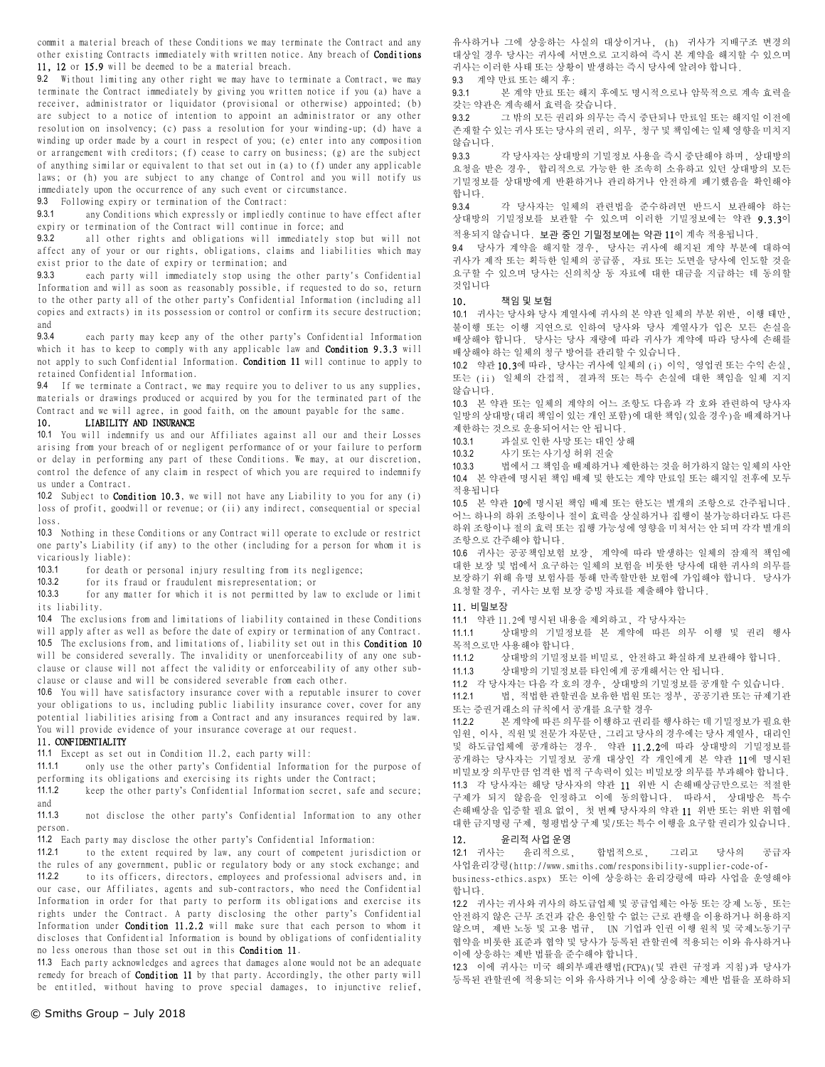commit a material breach of these Conditions we may terminate the Contract and any other existing Contracts immediately with written notice. Any breach of **Conditions 11, 12** or **15.9** will be deemed to be a material breach.

9.2 Without limiting any other right we may have to terminate a Contract, we may terminate the Contract immediately by giving you written notice if you (a) have a receiver, administrator or liquidator (provisional or otherwise) appointed; (b) are subject to a notice of intention to appoint an administrator or any other resolution on insolvency; (c) pass a resolution for your winding-up; (d) have a winding up order made by a court in respect of you; (e) enter into any composition or arrangement with creditors; (f) cease to carry on business; (g) are the subject of anything similar or equivalent to that set out in (a) to (f) under any applicable laws; or (h) you are subject to any change of Control and you will notify us immediately upon the occurrence of any such event or circumstance.

9.3 Following expiry or termination of the Contract:

9.3.1 any Conditions which expressly or impliedly continue to have effect after expiry or termination of the Contract will continue in force; and

9.3.2 all other rights and obligations will immediately stop but will not affect any of your or our rights, obligations, claims and liabilities which may exist prior to the date of expiry or termination; and

9.3.3 each party will immediately stop using the other party's Confidential Information and will as soon as reasonably possible, if requested to do so, return to the other party all of the other party's Confidential Information (including all copies and extracts) in its possession or control or confirm its secure destruction; and

9.3.4 each party may keep any of the other party's Confidential Information which it has to keep to comply with any applicable law and **Condition 9.3.3** will not apply to such Confidential Information. **Condition 11** will continue to apply to retained Confidential Information.

9.4 If we terminate a Contract, we may require you to deliver to us any supplies, materials or drawings produced or acquired by you for the terminated part of the Contract and we will agree, in good faith, on the amount payable for the same.

## 10. LIABILITY AND INSURANCE

10.1 You will indemnify us and our Affiliates against all our and their Losses arising from your breach of or negligent performance of or your failure to perform or delay in performing any part of these Conditions. We may, at our discretion, control the defence of any claim in respect of which you are required to indemnify us under a Contract.

10.2 Subject to **Condition 10.3**, we will not have any Liability to you for any (i) loss of profit, goodwill or revenue; or (ii) any indirect, consequential or special loss.

10.3 Nothing in these Conditions or any Contract will operate to exclude or restrict one party's Liability (if any) to the other (including for a person for whom it is vicariously liable):

10.3.1 for death or personal injury resulting from its negligence;

10.3.2 for its fraud or fraudulent misrepresentation; or

10.3.3 for any matter for which it is not permitted by law to exclude or limit its liability.

10.4 The exclusions from and limitations of liability contained in these Conditions will apply after as well as before the date of expiry or termination of any Contract.

10.5 The exclusions from, and limitations of, liability set out in this **Condition 10** will be considered severally. The invalidity or unenforceability of any one sub-clause or clause will not affect the validity or enforceability of any other sub-clause or clause and will be considered severable from each other.

10.6 You will have satisfactory insurance cover with a reputable insurer to cover your obligations to us, including public liability insurance cover, cover for any potential liabilities arising from a Contract and any insurances required by law. You will provide evidence of your insurance coverage at our request.

## 11. CONFIDENTIALITY

11.1 Except as set out in Condition 11.2, each party will:

11.1.1 only use the other party's Confidential Information for the purpose of performing its obligations and exercising its rights under the Contract;

11.1.2 keep the other party's Confidential Information secret, safe and secure; and

11.1.3 not disclose the other party's Confidential Information to any other person.

11.2 Each party may disclose the other party's Confidential Information:

11.2.1 to the extent required by law, any court of competent jurisdiction or the rules of any government, public or regulatory body or any stock exchange; and

11.2.2 to its officers, directors, employees and professional advisers and, in our case, our Affiliates, agents and sub-contractors, who need the Confidential Information in order for that party to perform its obligations and exercise its rights under the Contract. A party disclosing the other party's Confidential Information under **Condition 11.2.2** will make sure that each person to whom it discloses that Confidential Information is bound by obligations of confidentiality no less onerous than those set out in this **Condition 11**.

11.3 Each party acknowledges and agrees that damages alone would not be an adequate remedy for breach of **Condition 11** by that party. Accordingly, the other party will be entitled, without having to prove special damages, to injunctive relief,

유사하거나 그에 상응하는 사실의 대상이거나, (h) 귀사가 지배구조 변경의 대상일 경우 당사는 귀사에 서면으로 고지하여 즉시 본 계약을 해지할 수 있으며 귀사는 이러한 사태 또는 상황이 발생하는 즉시 당사에 알려야 합니다.

9.3 계약 만료 또는 해지 후:

9.3.1 본 계약 만료 또는 해지 후에도 명시적으로나 암묵적으로 계속 효력을 갖는 약관은 계속해서 효력을 갖습니다.

9.3.2 그 밖의 모든 권리와 의무는 즉시 중단되나 만료일 또는 해지일 이전에 존재할 수 있는 귀사 또는 당사의 권리, 의무, 청구 및 책임에는 일체 영향을 미치지 않습니다.

9.3.3 각 당사자는 상대방의 기밀정보 사용을 즉시 중단해야 하며, 상대방의 요청을 받은 경우, 합리적으로 가능한 한 조속히 소유하고 있던 상대방의 모든 기밀정보를 상대방에게 반환하거나 관리하거나 안전하게 폐기했음을 확인해야 합니다.

9.3.4 각 당사자는 일체의 관련법을 준수하려면 반드시 보관해야 하는 상대방의 기밀정보를 보관할 수 있으며 이러한 기밀정보에는 약관 **9.3.3**이 적용되지 않습니다. **보관 중인 기밀정보에는 약관 11**이 계속 적용됩니다.

9.4 당사가 계약을 해지할 경우, 당사는 귀사에 해지된 계약 부분에 대하여 귀사가 제작 또는 획득한 일체의 공급품, 자료 또는 도면을 당사에 인도할 것을 요구할 수 있으며 당사는 신의칙상 동 자료에 대한 대금을 지급하는 데 동의할 것입니다

## 10. 책임 및 보험

10.1 귀사는 당사와 당사 계열사에 귀사의 본 약관 일체의 부분 위반, 이행 태만, 불이행 또는 이행 지연으로 인하여 당사와 당사 계열사가 입은 모든 손실을 배상해야 합니다. 당사는 당사 재량에 따라 귀사가 계약에 따라 당사에 손해를 배상해야 하는 일체의 청구 방어를 관리할 수 있습니다.

10.2 약관 **10.3**에 따라, 당사는 귀사에 일체의 (i) 이익, 영업권 또는 수익 손실, 또는 (ii) 일체의 간접적, 결과적 또는 특수 손실에 대한 책임을 일체 지지 않습니다.

10.3 본 약관 또는 일체의 계약의 어느 조항도 다음과 각 호와 관련하여 당사자 일방의 상대방(대리 책임이 있는 개인 포함)에 대한 책임(있을 경우)을 배제하거나 제한하는 것으로 운용되어서는 안 됩니다.

10.3.1 과실로 인한 사망 또는 대인 상해

10.3.2 사기 또는 사기성 허위 진술

10.3.3 법에서 그 책임을 배제하거나 제한하는 것을 허가하지 않는 일체의 사안

10.4 본 약관에 명시된 책임 배제 및 한도는 계약 만료일 또는 해지일 전후에 모두 적용됩니다

10.5 본 약관 **10**에 명시된 책임 배제 또는 한도는 별개의 조항으로 간주됩니다. 어느 하나의 하위 조항이나 절이 효력을 상실하거나 집행이 불가능하더라도 다른 하위 조항이나 절의 효력 또는 집행 가능성에 영향을 미쳐서는 안 되며 각각 별개의 조항으로 간주해야 합니다.

10.6 귀사는 공공책임보험 보장, 계약에 따라 발생하는 일체의 잠재적 책임에 대한 보장 및 법에서 요구하는 일체의 보험을 비롯한 당사에 대한 귀사의 의무를 보장하기 위해 유명 보험사를 통해 만족할만한 보험에 가입해야 합니다. 당사가 요청할 경우, 귀사는 보험 보장 증빙 자료를 제출해야 합니다.

## 11. 비밀보장

11.1 약관 11.2에 명시된 내용을 제외하고, 각 당사자는

11.1.1 상대방의 기밀정보를 본 계약에 따른 의무 이행 및 권리 행사 목적으로만 사용해야 합니다.

11.1.2 상대방의 기밀정보를 비밀로, 안전하고 확실하게 보관해야 합니다.

11.1.3 상대방의 기밀정보를 타인에게 공개해서는 안 됩니다.

11.2 각 당사자는 다음 각 호의 경우, 상대방의 기밀정보를 공개할 수 있습니다.

11.2.1 법, 적법한 관할권을 보유한 법원 또는 정부, 공공기관 또는 규제기관 또는 증권거래소의 규칙에서 공개를 요구할 경우

11.2.2 본 계약에 따른 의무를 이행하고 권리를 행사하는 데 기밀정보가 필요한 임원, 이사, 직원 및 전문가 자문단, 그리고 당사의 경우에는 당사 계열사, 대리인 및 하도급업체에 공개하는 경우. 약관 **11.2.2**에 따라 상대방의 기밀정보를 공개하는 당사자는 기밀정보 공개 대상인 각 개인에게 본 약관 **11**에 명시된 비밀보장 의무만큼 엄격한 법적 구속력이 있는 비밀보장 의무를 부과해야 합니다.

11.3 각 당사자는 해당 당사자의 약관 **11** 위반 시 손해배상금만으로는 적절한 구제가 되지 않음을 인정하고 이에 동의합니다. 따라서, 상대방은 특수 손해배상을 입증할 필요 없이, 첫 번째 당사자의 약관 **11** 위반 또는 위반 위협에 대한 금지명령 구제, 형평법상 구제 및/또는 특수 이행을 요구할 권리가 있습니다.

## 12. 윤리적 사업 운영

12.1 귀사는 윤리적으로, 합법적으로, 그리고 당사의 공급자 사업윤리강령(http://www.smiths.com/responsibility-supplier-code-of-business-ethics.aspx) 또는 이에 상응하는 윤리강령에 따라 사업을 운영해야 합니다.

12.2 귀사는 귀사와 귀사의 하도급업체 및 공급업체는 아동 또는 강제 노동, 또는 안전하지 않은 근무 조건과 같은 용인할 수 없는 근로 관행을 이용하거나 허용하지 않으며, 제반 노동 및 고용 법규, UN 기업과 인권 이행 원칙 및 국제노동기구 협약을 비롯한 표준과 협약 및 당사가 등록된 관할권에 적용되는 이와 유사하거나 이에 상응하는 제반 법률을 준수해야 합니다.

12.3 이에 귀사는 미국 해외부패관행법(FCPA)(및 관련 규정과 지침)과 당사가 등록된 관할권에 적용되는 이와 유사하거나 이에 상응하는 제반 법률을 포함하되

© Smiths Group – July 2018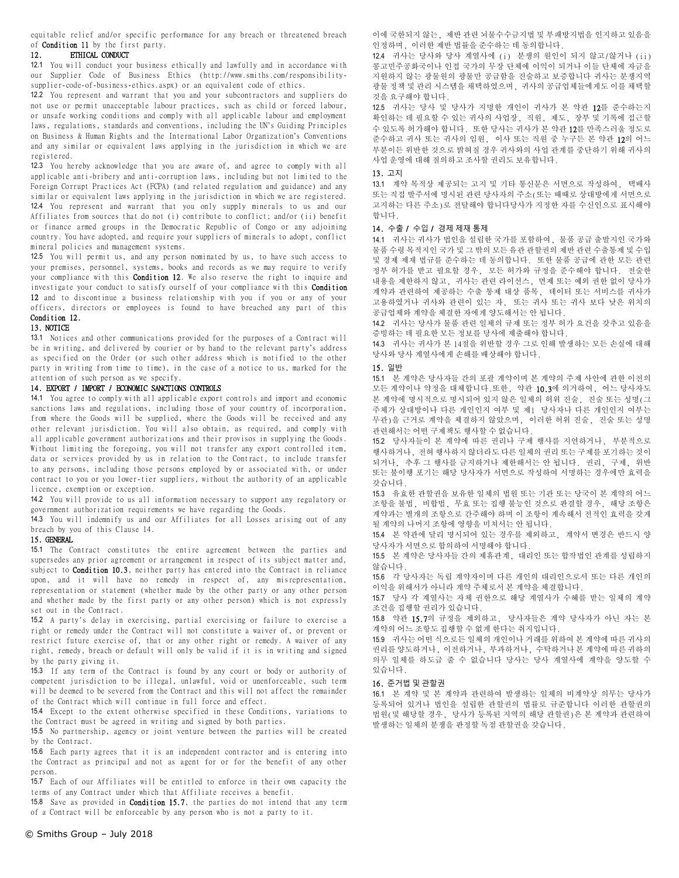equitable relief and/or specific performance for any breach or threatened breach of **Condition 11** by the first party.

## 12. ETHICAL CONDUCT

12.1 You will conduct your business ethically and lawfully and in accordance with our Supplier Code of Business Ethics (http://www.smiths.com/responsibility-supplier-code-of-business-ethics.aspx) or an equivalent code of ethics.

12.2 You represent and warrant that you and your subcontractors and suppliers do not use or permit unacceptable labour practices, such as child or forced labour, or unsafe working conditions and comply with all applicable labour and employment laws, regulations, standards and conventions, including the UN's Guiding Principles on Business & Human Rights and the International Labor Organization's Conventions and any similar or equivalent laws applying in the jurisdiction in which we are registered.

12.3 You hereby acknowledge that you are aware of, and agree to comply with all applicable anti-bribery and anti-corruption laws, including but not limited to the Foreign Corrupt Practices Act (FCPA) (and related regulation and guidance) and any similar or equivalent laws applying in the jurisdiction in which we are registered.

12.4 You represent and warrant that you only supply minerals to us and our Affiliates from sources that do not (i) contribute to conflict; and/or (ii) benefit or finance armed groups in the Democratic Republic of Congo or any adjoining country. You have adopted, and require your suppliers of minerals to adopt, conflict mineral policies and management systems.

12.5 You will permit us, and any person nominated by us, to have such access to your premises, personnel, systems, books and records as we may require to verify your compliance with this **Condition 12**. We also reserve the right to inquire and investigate your conduct to satisfy ourself of your compliance with this **Condition 12** and to discontinue a business relationship with you if you or any of your officers, directors or employees is found to have breached any part of this **Condition 12**.

## 13. NOTICE

13.1 Notices and other communications provided for the purposes of a Contract will be in writing, and delivered by courier or by hand to the relevant party's address as specified on the Order (or such other address which is notified to the other party in writing from time to time), in the case of a notice to us, marked for the attention of such person as we specify.

## 14. EXPORT / IMPORT / ECONOMIC SANCTIONS CONTROLS

14.1 You agree to comply with all applicable export controls and import and economic sanctions laws and regulations, including those of your country of incorporation, from where the Goods will be supplied, where the Goods will be received and any other relevant jurisdiction. You will also obtain, as required, and comply with all applicable government authorizations and their provisos in supplying the Goods. Without limiting the foregoing, you will not transfer any export controlled item, data or services provided by us in relation to the Contract, to include transfer to any persons, including those persons employed by or associated with, or under contract to you or you lower-tier suppliers, without the authority of an applicable licence, exemption or exception.

14.2 You will provide to us all information necessary to support any regulatory or government authorization requirements we have regarding the Goods.

14.3 You will indemnify us and our Affiliates for all Losses arising out of any breach by you of this Clause 14.

## 15. GENERAL

15.1 The Contract constitutes the entire agreement between the parties and supersedes any prior agreement or arrangement in respect of its subject matter and, subject to **Condition 10.3**, neither party has entered into the Contract in reliance upon, and it will have no remedy in respect of, any misrepresentation, representation or statement (whether made by the other party or any other person and whether made by the first party or any other person) which is not expressly set out in the Contract.

15.2 A party's delay in exercising, partial exercising or failure to exercise a right or remedy under the Contract will not constitute a waiver of, or prevent or restrict future exercise of, that or any other right or remedy. A waiver of any right, remedy, breach or default will only be valid if it is in writing and signed by the party giving it.

15.3 If any term of the Contract is found by any court or body or authority of competent jurisdiction to be illegal, unlawful, void or unenforceable, such term will be deemed to be severed from the Contract and this will not affect the remainder of the Contract which will continue in full force and effect.

15.4 Except to the extent otherwise specified in these Conditions, variations to the Contract must be agreed in writing and signed by both parties.

15.5 No partnership, agency or joint venture between the parties will be created by the Contract.

15.6 Each party agrees that it is an independent contractor and is entering into the Contract as principal and not as agent for or for the benefit of any other person.

15.7 Each of our Affiliates will be entitled to enforce in their own capacity the terms of any Contract under which that Affiliate receives a benefit.

15.8 Save as provided in **Condition 15.7**, the parties do not intend that any term of a Contract will be enforceable by any person who is not a party to it.

이에 국한되지 않는, 제반 관련 뇌물수수금지법 및 부패방지법을 인지하고 있음을 인정하며, 이러한 제반 법률을 준수하는 데 동의합니다.

12.4 귀사는 당사와 당사 계열사에 (i) 분쟁의 원인이 되지 않고/않거나 (ii) 콩고민주공화국이나 인접 국가의 무장 단체에 이익이 되거나 이들 단체에 자금을 지원하지 않는 광물원의 광물만 공급함을 진술하고 보증합니다 귀사는 분쟁지역 광물 정책 및 관리 시스템을 채택하였으며, 귀사의 공급업체들에게도 이를 채택할 것을 요구해야 합니다.

12.5 귀사는 당사 및 당사가 지명한 개인이 귀사가 본 약관 **12**를 준수하는지 확인하는 데 필요할 수 있는 귀사의 사업장, 직원, 제도, 장부 및 기록에 접근할 수 있도록 허가해야 합니다. 또한 당사는 귀사가 본 약관 **12**를 만족스러울 정도로 준수하고 귀사 또는 귀사의 임원, 이사 또는 직원 중 누구든 본 약관 **12**의 어느 부분이든 위반한 것으로 밝혀질 경우 귀사와의 사업 관계를 중단하기 위해 귀사의 사업 운영에 대해 질의하고 조사할 권리도 보유합니다.

## 13. 고지

13.1 계약 목적상 제공되는 고지 및 기타 통신문은 서면으로 작성하여, 택배사 또는 직접 발주서에 명시된 관련 당사자의 주소(또는 때때로 상대방에게 서면으로 고지하는 다른 주소)로 전달해야 합니다당사가 지정한 자를 수신인으로 표시해야 합니다.

## 14. 수출 / 수입 / 경제 제재 통제

14.1 귀사는 귀사가 법인을 설립한 국가를 포함하여, 물품 공급 출발지인 국가와 물품 수령 목적지인 국가 및 그 밖의 모든 유관 관할권의 제반 관련 수출통제 및 수입 및 경제 제재 법규를 준수하는 데 동의합니다. 또한 물품 공급에 관한 모든 관련 정부 허가를 받고 필요할 경우, 모든 허가와 규정을 준수해야 합니다. 전술한 내용을 제한하지 않고, 귀사는 관련 라이선스, 면제 또는 예외 권한 없이 당사가 계약과 관련하여 제공하는 수출 통제 대상 품목, 데이터 또는 서비스를 귀사가 고용하였거나 귀사와 관련이 있는 자, 또는 귀사 또는 귀사 보다 낮은 위치의 공급업체와 계약을 체결한 자에게 양도해서는 안 됩니다.

14.2 귀사는 당사가 물품 관련 일체의 규제 또는 정부 허가 요건을 갖추고 있음을 증빙하는 데 필요한 모든 정보를 당사에 제출해야 합니다.

14.3 귀사는 귀사가 본 14절을 위반할 경우 그로 인해 발생하는 모든 손실에 대해 당사와 당사 계열사에게 손해를 배상해야 합니다.

## 15. 일반

15.1 본 계약은 당사자들 간의 포괄 계약이며 본 계약의 주제 사안에 관한 이전의 모든 계약이나 약정을 대체합니다.또한, 약관 **10.3**에 의거하여, 어느 당사자도 본 계약에 명시적으로 명시되어 있지 않은 일체의 허위 진술, 진술 또는 성명(그 주체가 상대방이나 다른 개인인지 여부 및 제1 당사자나 다른 개인인지 여부는 무관)을 근거로 계약을 체결하지 않았으며, 이러한 허위 진술, 진술 또는 성명 관련해서는 어떤 구제책도 행사할 수 없습니다.

15.2 당사자들이 본 계약에 따른 권리나 구제 행사를 지연하거나, 부분적으로 행사하거나, 전혀 행사하지 않더라도 다른 일체의 권리 또는 구제를 포기하는 것이 되거나, 추후 그 행사를 금지하거나 제한해서는 안 됩니다. 권리, 구제, 위반 또는 불이행 포기는 해당 당사자가 서면으로 작성하여 서명하는 경우에만 효력을 갖습니다.

15.3 유효한 관할권을 보유한 일체의 법원 또는 기관 또는 당국이 본 계약의 어느 조항을 불법, 비합법, 무효 또는 집행 불능인 것으로 판결할 경우, 해당 조항은 계약과는 별개의 조항으로 간주해야 하며 이 조항이 계속해서 전적인 효력을 갖게 될 계약의 나머지 조항에 영향을 미쳐서는 안 됩니다.

15.4 본 약관에 달리 명시되어 있는 경우를 제외하고, 계약서 변경은 반드시 양 당사자가 서면으로 합의하여 서명해야 합니다.

15.5 본 계약은 당사자들 간의 제휴관계, 대리인 또는 합작법인 관계를 성립하지 않습니다.

15.6 각 당사자는 독립 계약자이며 다른 개인의 대리인으로서 또는 다른 개인의 이익을 위해서가 아니라 계약 주체로서 본 계약을 체결합니다.

15.7 당사 각 계열사는 자체 권한으로 해당 계열사가 수혜를 받는 일체의 계약 조건을 집행할 권리가 있습니다.

15.8 약관 **15.7**의 규정을 제외하고, 당사자들은 계약 당사자가 아닌 자는 본 계약의 어느 조항도 집행할 수 없게 한다는 취지입니다.

15.9 귀사는 어떤 식으로든 일체의 개인이나 거래를 위하여 본 계약에 따른 귀사의 권리를 양도하거나, 이전하거나, 부과하거나, 수탁하거나 본 계약에 따른 귀하의 의무 일체를 하도급 줄 수 없습니다 당사는 당사 계열사에 계약을 양도할 수 있습니다.

## 16. 준거법 및 관할권

16.1 본 계약 및 본 계약과 관련하여 발생하는 일체의 비계약상 의무는 당사가 등록되어 있거나 법인을 설립한 관할권의 법률로 규준합니다 이러한 관할권의 법원(및 해당할 경우, 당사가 등록된 지역의 해당 관할권)은 본 계약과 관련하여 발생하는 일체의 분쟁을 판정할 독점 관할권을 갖습니다.

© Smiths Group – July 2018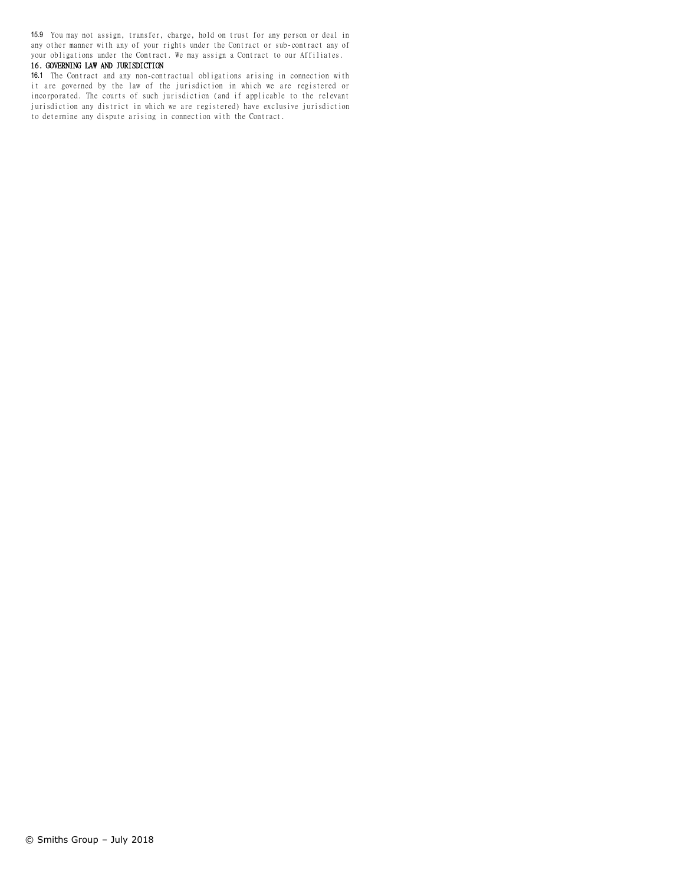**15.9** You may not assign, transfer, charge, hold on trust for any person or deal in any other manner with any of your rights under the Contract or sub-contract any of your obligations under the Contract. We may assign a Contract to our Affiliates.

## 16. GOVERNING LAW AND JURISDICTION

**16.1** The Contract and any non-contractual obligations arising in connection with it are governed by the law of the jurisdiction in which we are registered or incorporated. The courts of such jurisdiction (and if applicable to the relevant jurisdiction any district in which we are registered) have exclusive jurisdiction to determine any dispute arising in connection with the Contract.

© Smiths Group – July 2018